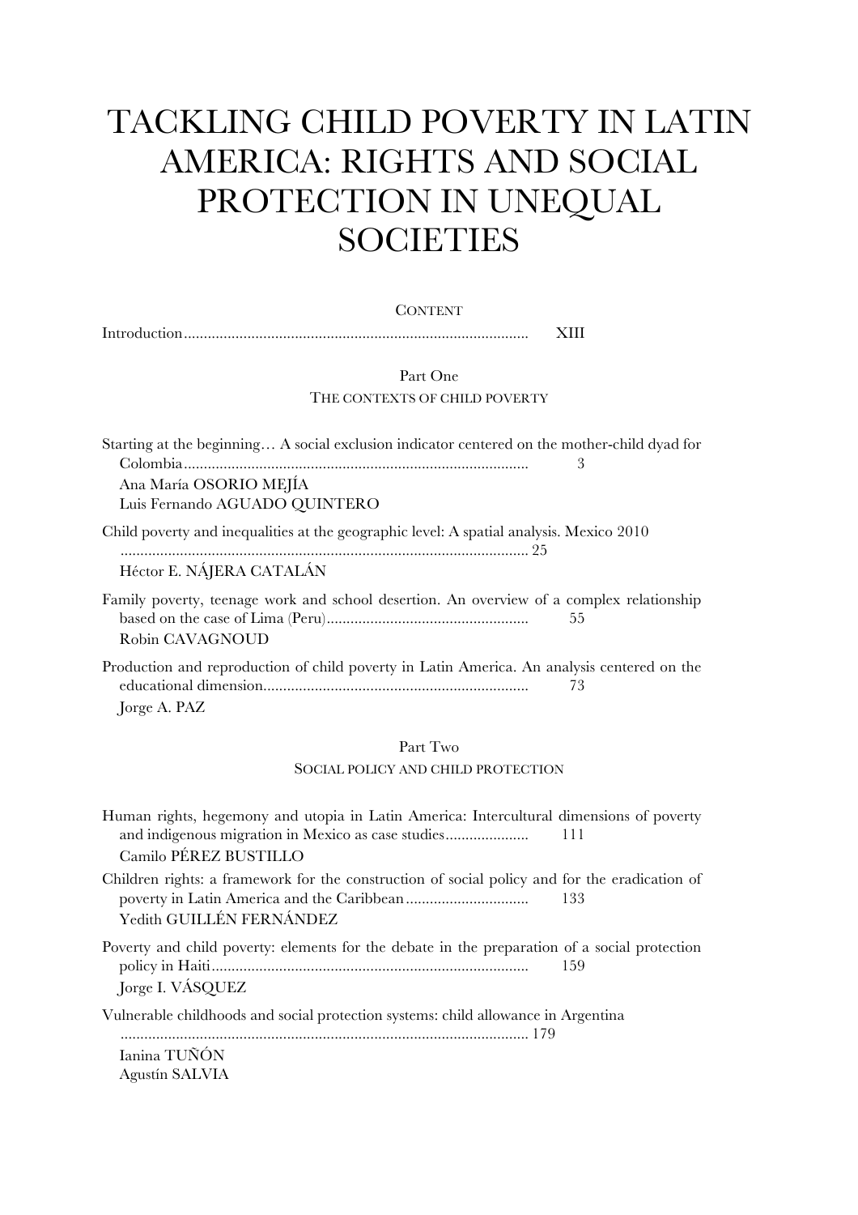# TACKLING CHILD POVERTY IN LATIN AMERICA: RIGHTS AND SOCIAL PROTECTION IN UNEQUAL SOCIETIES

CONTENT

Introduction...................................................................................... XIII

## Part One

### THE CONTEXTS OF CHILD POVERTY

Starting at the beginning… A social exclusion indicator centered on the mother-child dyad for Colombia...................................................................................... 3
Ana María OSORIO MEJÍA
Luis Fernando AGUADO QUINTERO

Child poverty and inequalities at the geographic level: A spatial analysis. Mexico 2010 ...................................................................................................... 25
Héctor E. NÁJERA CATALÁN

Family poverty, teenage work and school desertion. An overview of a complex relationship based on the case of Lima (Peru)................................................... 55
Robin CAVAGNOUD

Production and reproduction of child poverty in Latin America. An analysis centered on the educational dimension................................................................... 73
Jorge A. PAZ

## Part Two

### SOCIAL POLICY AND CHILD PROTECTION

Human rights, hegemony and utopia in Latin America: Intercultural dimensions of poverty and indigenous migration in Mexico as case studies..................... 111
Camilo PÉREZ BUSTILLO

Children rights: a framework for the construction of social policy and for the eradication of poverty in Latin America and the Caribbean.............................. 133
Yedith GUILLÉN FERNÁNDEZ

Poverty and child poverty: elements for the debate in the preparation of a social protection policy in Haiti............................................................................... 159
Jorge I. VÁSQUEZ

Vulnerable childhoods and social protection systems: child allowance in Argentina ...................................................................................................... 179
Ianina TUÑÓN
Agustín SALVIA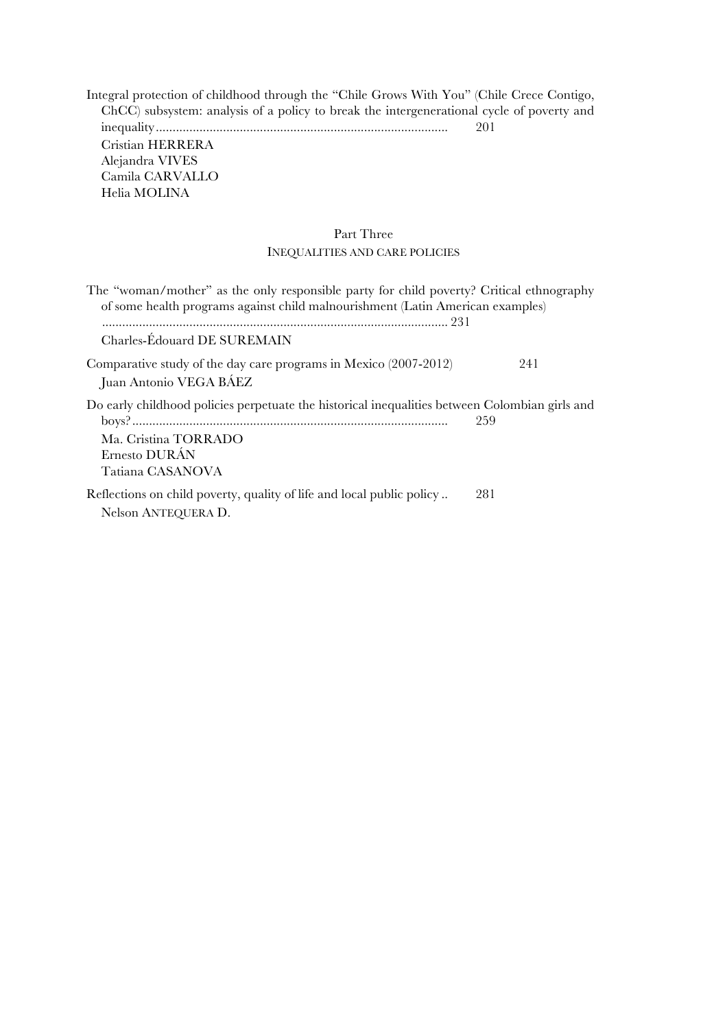Integral protection of childhood through the "Chile Grows With You" (Chile Crece Contigo, ChCC) subsystem: analysis of a policy to break the intergenerational cycle of poverty and inequality ...................................................................................... 201
Cristian HERRERA
Alejandra VIVES
Camila CARVALLO
Helia MOLINA

## Part Three
### INEQUALITIES AND CARE POLICIES

The "woman/mother" as the only responsible party for child poverty? Critical ethnography of some health programs against child malnourishment (Latin American examples) ...................................................................................................... 231
Charles-Édouard DE SUREMAIN

Comparative study of the day care programs in Mexico (2007-2012) 241
Juan Antonio VEGA BÁEZ

Do early childhood policies perpetuate the historical inequalities between Colombian girls and boys? ............................................................................................. 259
Ma. Cristina TORRADO
Ernesto DURÁN
Tatiana CASANOVA

Reflections on child poverty, quality of life and local public policy .. 281
Nelson ANTEQUERA D.